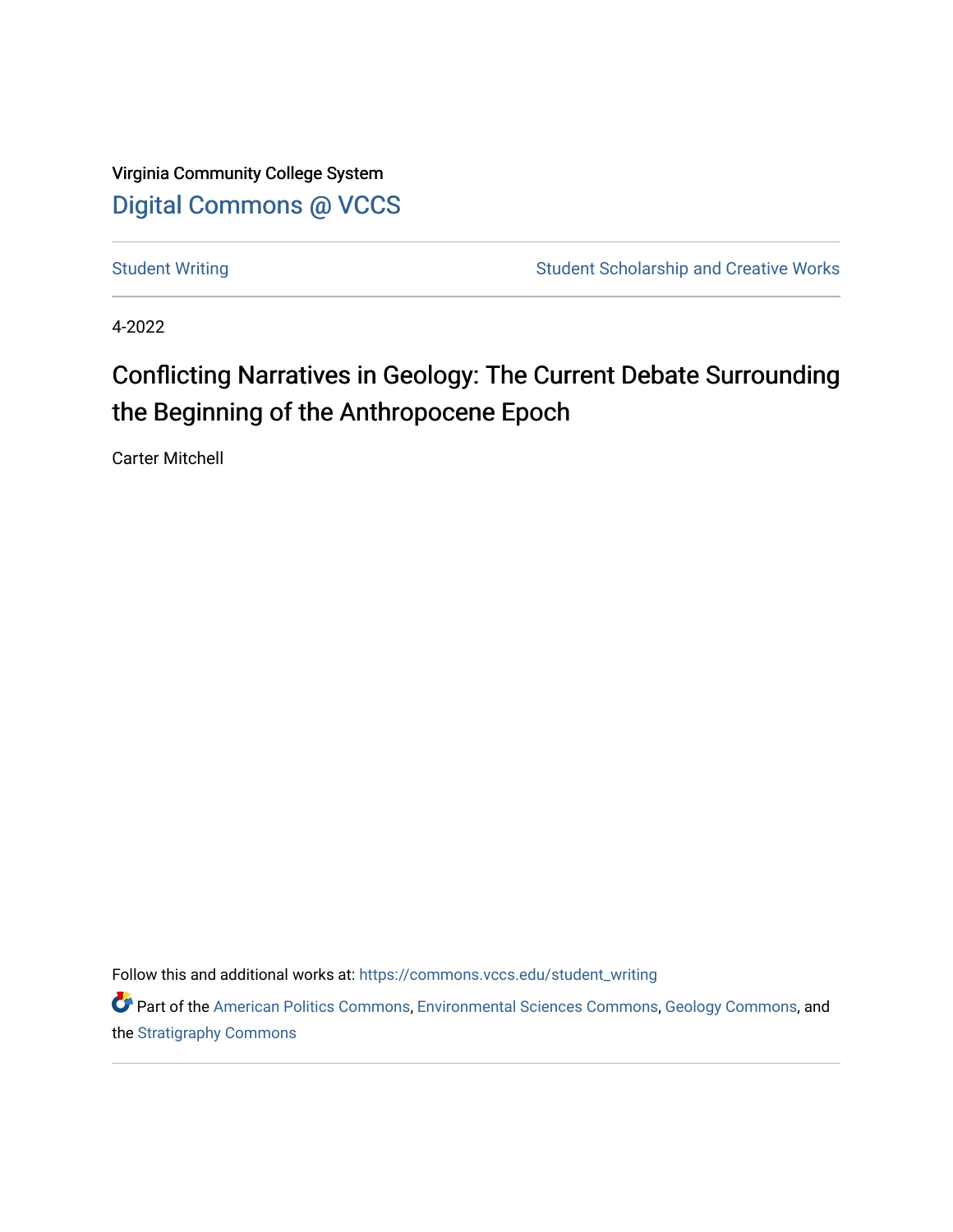Virginia Community College System

Digital Commons @ VCCS

Student Writing

Student Scholarship and Creative Works

4-2022

# Conflicting Narratives in Geology: The Current Debate Surrounding the Beginning of the Anthropocene Epoch

Carter Mitchell

Follow this and additional works at: https://commons.vccs.edu/student_writing

Part of the American Politics Commons, Environmental Sciences Commons, Geology Commons, and the Stratigraphy Commons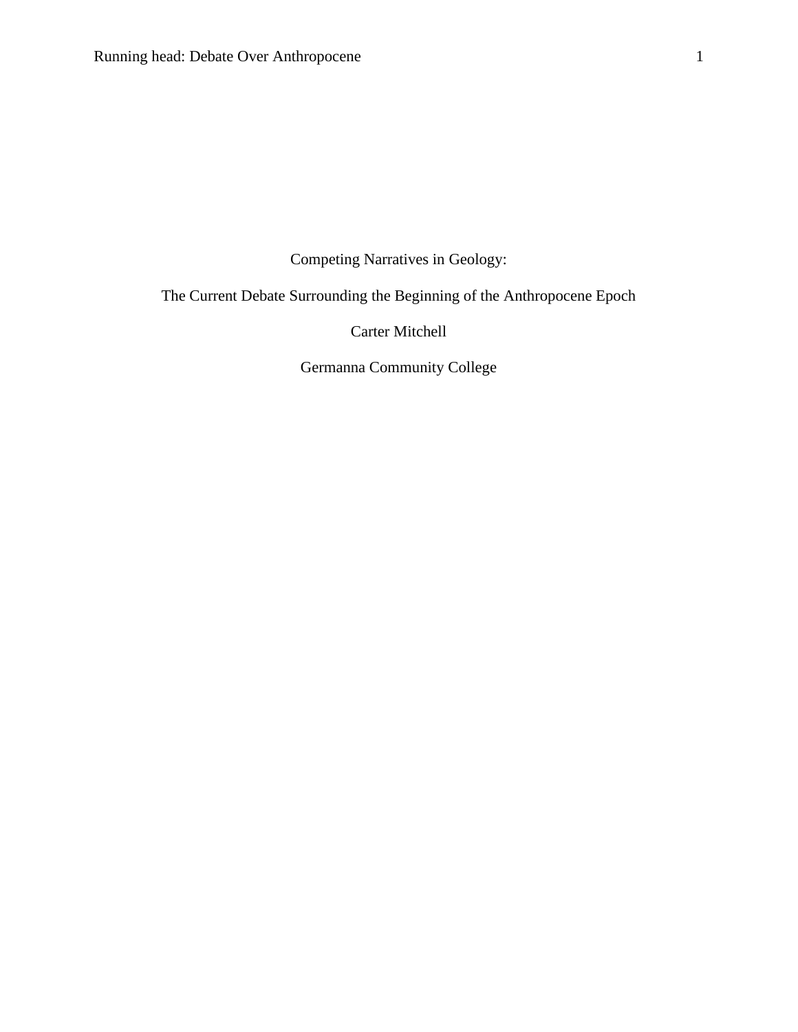Competing Narratives in Geology:

The Current Debate Surrounding the Beginning of the Anthropocene Epoch

Carter Mitchell

Germanna Community College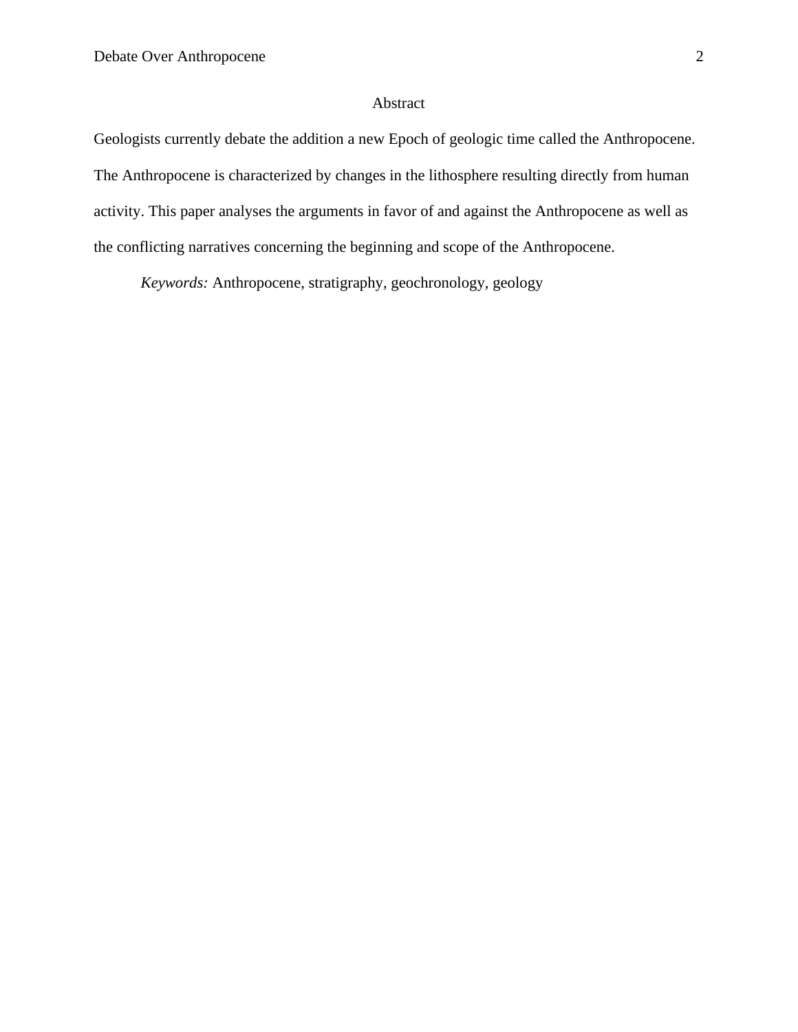# Abstract

Geologists currently debate the addition a new Epoch of geologic time called the Anthropocene. The Anthropocene is characterized by changes in the lithosphere resulting directly from human activity. This paper analyses the arguments in favor of and against the Anthropocene as well as the conflicting narratives concerning the beginning and scope of the Anthropocene.

*Keywords:* Anthropocene, stratigraphy, geochronology, geology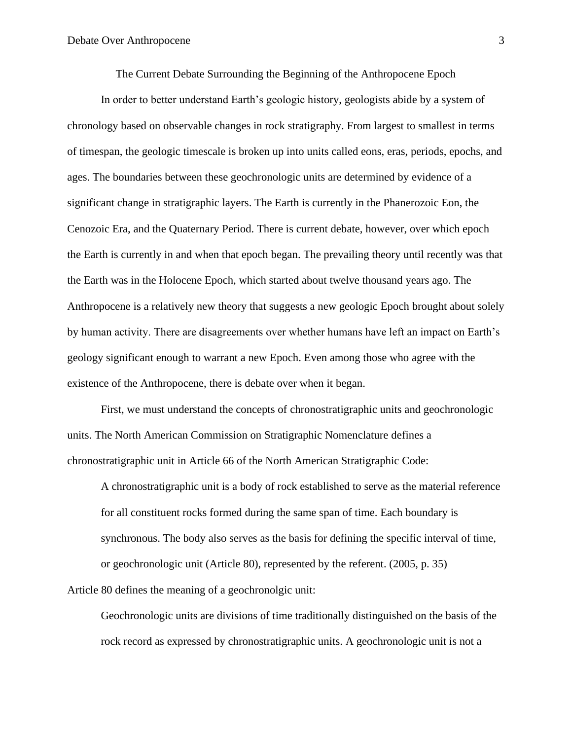# The Current Debate Surrounding the Beginning of the Anthropocene Epoch

In order to better understand Earth's geologic history, geologists abide by a system of chronology based on observable changes in rock stratigraphy. From largest to smallest in terms of timespan, the geologic timescale is broken up into units called eons, eras, periods, epochs, and ages. The boundaries between these geochronologic units are determined by evidence of a significant change in stratigraphic layers. The Earth is currently in the Phanerozoic Eon, the Cenozoic Era, and the Quaternary Period. There is current debate, however, over which epoch the Earth is currently in and when that epoch began. The prevailing theory until recently was that the Earth was in the Holocene Epoch, which started about twelve thousand years ago. The Anthropocene is a relatively new theory that suggests a new geologic Epoch brought about solely by human activity. There are disagreements over whether humans have left an impact on Earth's geology significant enough to warrant a new Epoch. Even among those who agree with the existence of the Anthropocene, there is debate over when it began.

First, we must understand the concepts of chronostratigraphic units and geochronologic units. The North American Commission on Stratigraphic Nomenclature defines a chronostratigraphic unit in Article 66 of the North American Stratigraphic Code:

> A chronostratigraphic unit is a body of rock established to serve as the material reference for all constituent rocks formed during the same span of time. Each boundary is synchronous. The body also serves as the basis for defining the specific interval of time, or geochronologic unit (Article 80), represented by the referent. (2005, p. 35)

Article 80 defines the meaning of a geochronolgic unit:

> Geochronologic units are divisions of time traditionally distinguished on the basis of the rock record as expressed by chronostratigraphic units. A geochronologic unit is not a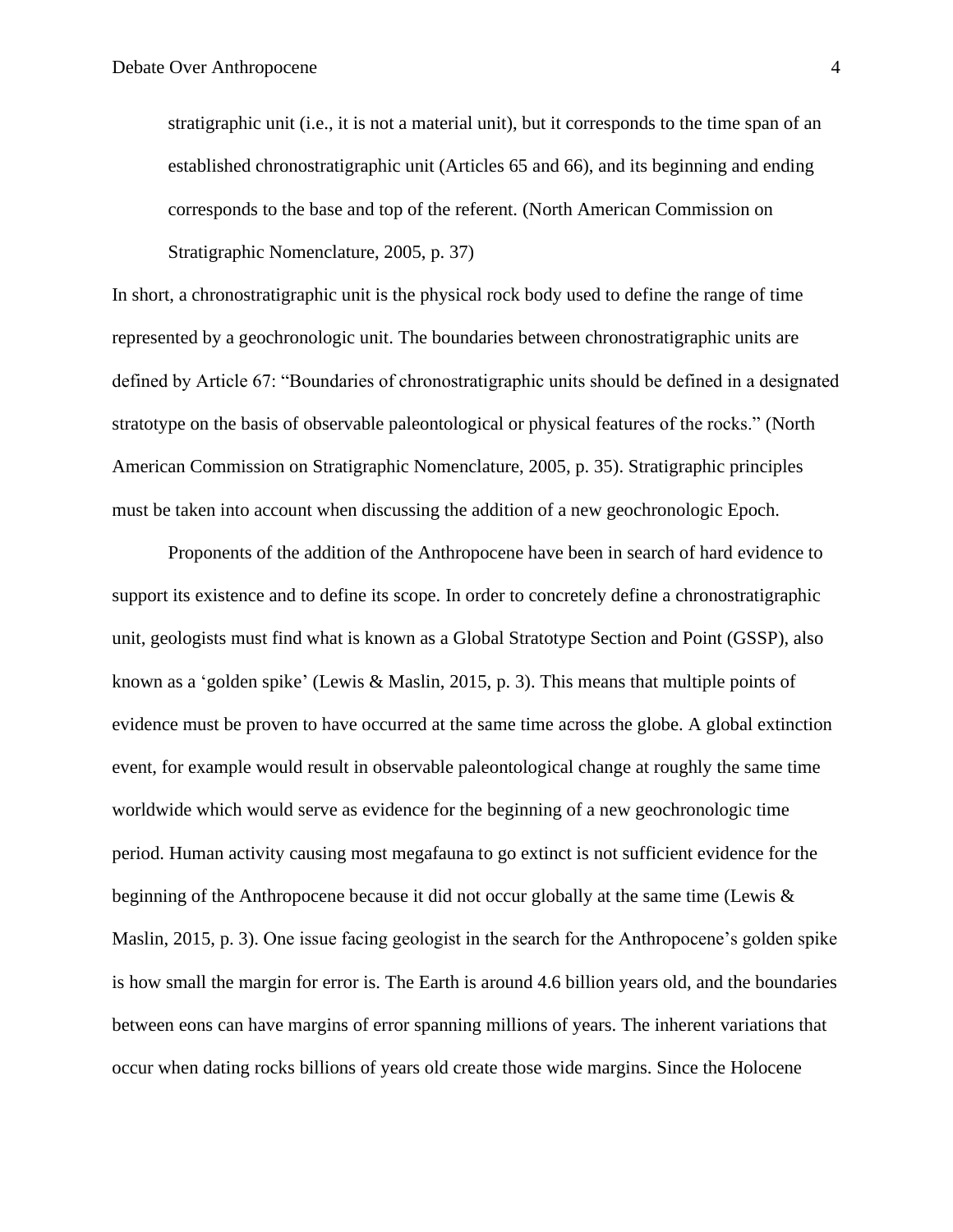> stratigraphic unit (i.e., it is not a material unit), but it corresponds to the time span of an established chronostratigraphic unit (Articles 65 and 66), and its beginning and ending corresponds to the base and top of the referent. (North American Commission on Stratigraphic Nomenclature, 2005, p. 37)

In short, a chronostratigraphic unit is the physical rock body used to define the range of time represented by a geochronologic unit. The boundaries between chronostratigraphic units are defined by Article 67: "Boundaries of chronostratigraphic units should be defined in a designated stratotype on the basis of observable paleontological or physical features of the rocks." (North American Commission on Stratigraphic Nomenclature, 2005, p. 35). Stratigraphic principles must be taken into account when discussing the addition of a new geochronologic Epoch.

Proponents of the addition of the Anthropocene have been in search of hard evidence to support its existence and to define its scope. In order to concretely define a chronostratigraphic unit, geologists must find what is known as a Global Stratotype Section and Point (GSSP), also known as a 'golden spike' (Lewis & Maslin, 2015, p. 3). This means that multiple points of evidence must be proven to have occurred at the same time across the globe. A global extinction event, for example would result in observable paleontological change at roughly the same time worldwide which would serve as evidence for the beginning of a new geochronologic time period. Human activity causing most megafauna to go extinct is not sufficient evidence for the beginning of the Anthropocene because it did not occur globally at the same time (Lewis & Maslin, 2015, p. 3). One issue facing geologist in the search for the Anthropocene's golden spike is how small the margin for error is. The Earth is around 4.6 billion years old, and the boundaries between eons can have margins of error spanning millions of years. The inherent variations that occur when dating rocks billions of years old create those wide margins. Since the Holocene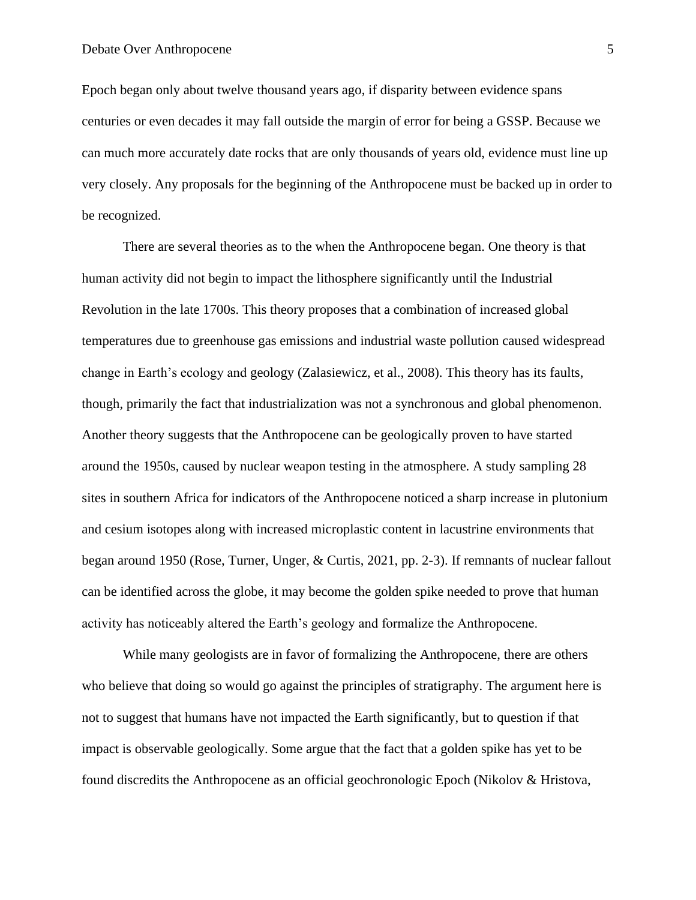Epoch began only about twelve thousand years ago, if disparity between evidence spans centuries or even decades it may fall outside the margin of error for being a GSSP. Because we can much more accurately date rocks that are only thousands of years old, evidence must line up very closely. Any proposals for the beginning of the Anthropocene must be backed up in order to be recognized.

There are several theories as to the when the Anthropocene began. One theory is that human activity did not begin to impact the lithosphere significantly until the Industrial Revolution in the late 1700s. This theory proposes that a combination of increased global temperatures due to greenhouse gas emissions and industrial waste pollution caused widespread change in Earth's ecology and geology (Zalasiewicz, et al., 2008). This theory has its faults, though, primarily the fact that industrialization was not a synchronous and global phenomenon. Another theory suggests that the Anthropocene can be geologically proven to have started around the 1950s, caused by nuclear weapon testing in the atmosphere. A study sampling 28 sites in southern Africa for indicators of the Anthropocene noticed a sharp increase in plutonium and cesium isotopes along with increased microplastic content in lacustrine environments that began around 1950 (Rose, Turner, Unger, & Curtis, 2021, pp. 2-3). If remnants of nuclear fallout can be identified across the globe, it may become the golden spike needed to prove that human activity has noticeably altered the Earth's geology and formalize the Anthropocene.

While many geologists are in favor of formalizing the Anthropocene, there are others who believe that doing so would go against the principles of stratigraphy. The argument here is not to suggest that humans have not impacted the Earth significantly, but to question if that impact is observable geologically. Some argue that the fact that a golden spike has yet to be found discredits the Anthropocene as an official geochronologic Epoch (Nikolov & Hristova,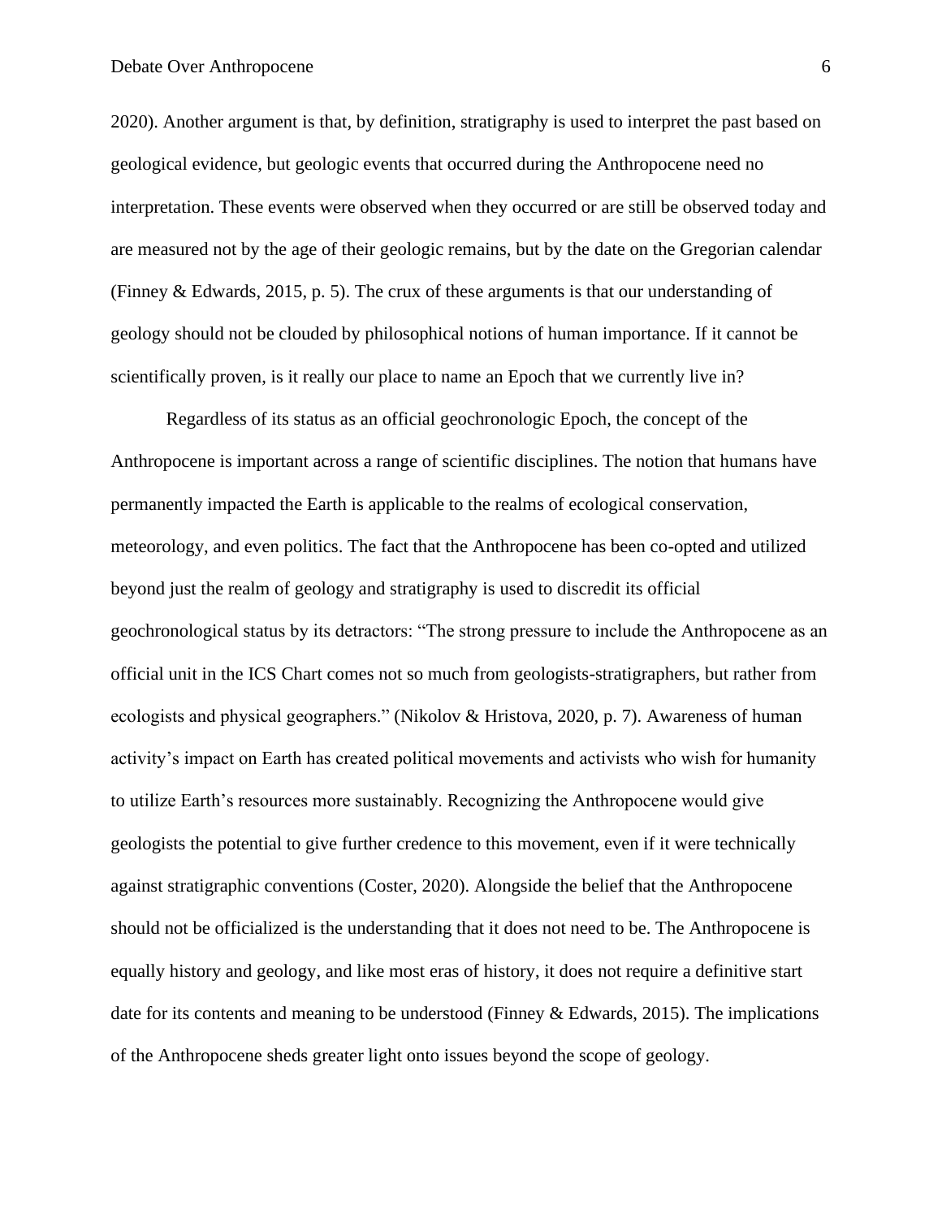2020). Another argument is that, by definition, stratigraphy is used to interpret the past based on geological evidence, but geologic events that occurred during the Anthropocene need no interpretation. These events were observed when they occurred or are still be observed today and are measured not by the age of their geologic remains, but by the date on the Gregorian calendar (Finney & Edwards, 2015, p. 5). The crux of these arguments is that our understanding of geology should not be clouded by philosophical notions of human importance. If it cannot be scientifically proven, is it really our place to name an Epoch that we currently live in?

Regardless of its status as an official geochronologic Epoch, the concept of the Anthropocene is important across a range of scientific disciplines. The notion that humans have permanently impacted the Earth is applicable to the realms of ecological conservation, meteorology, and even politics. The fact that the Anthropocene has been co-opted and utilized beyond just the realm of geology and stratigraphy is used to discredit its official geochronological status by its detractors: "The strong pressure to include the Anthropocene as an official unit in the ICS Chart comes not so much from geologists-stratigraphers, but rather from ecologists and physical geographers." (Nikolov & Hristova, 2020, p. 7). Awareness of human activity's impact on Earth has created political movements and activists who wish for humanity to utilize Earth's resources more sustainably. Recognizing the Anthropocene would give geologists the potential to give further credence to this movement, even if it were technically against stratigraphic conventions (Coster, 2020). Alongside the belief that the Anthropocene should not be officialized is the understanding that it does not need to be. The Anthropocene is equally history and geology, and like most eras of history, it does not require a definitive start date for its contents and meaning to be understood (Finney & Edwards, 2015). The implications of the Anthropocene sheds greater light onto issues beyond the scope of geology.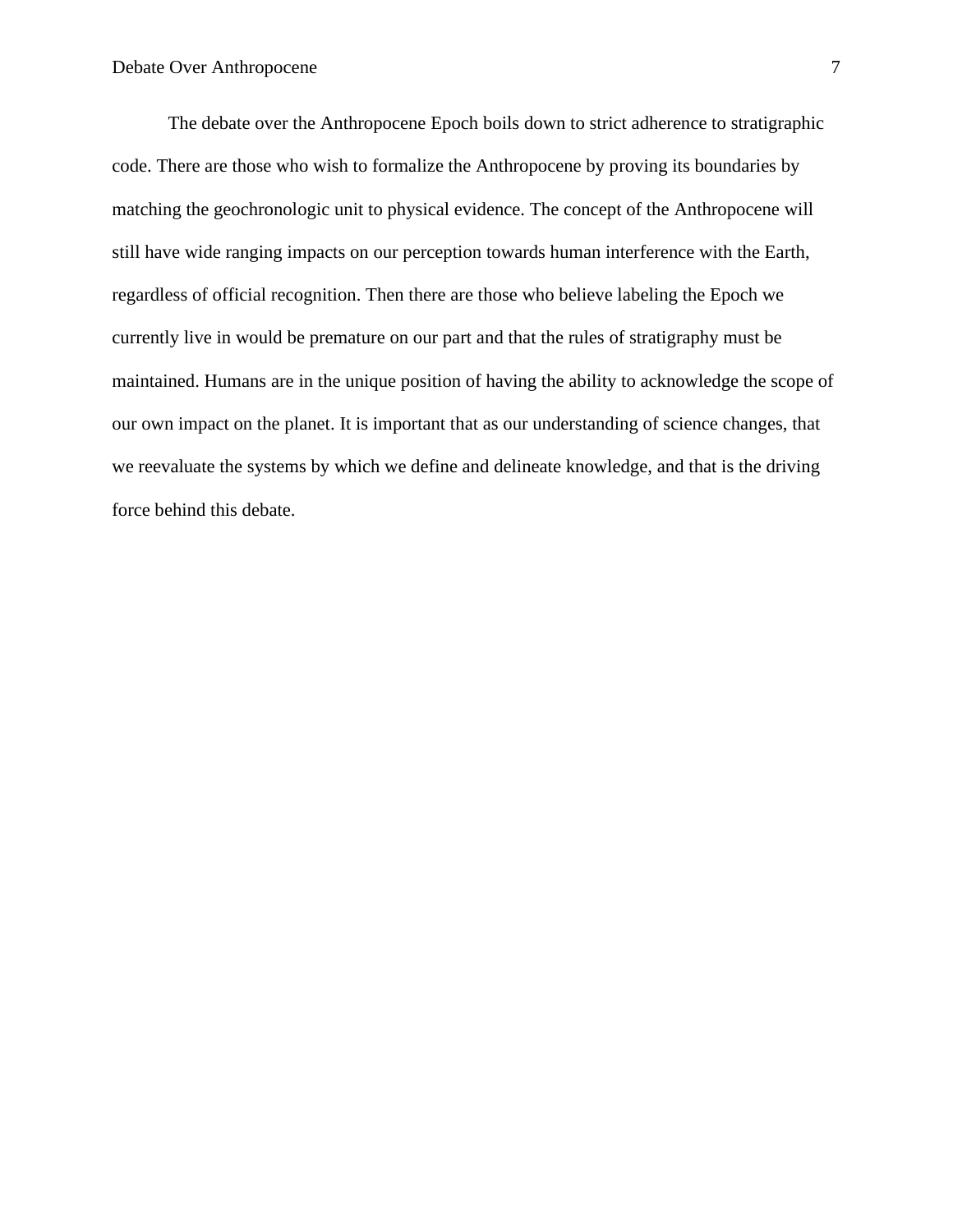The debate over the Anthropocene Epoch boils down to strict adherence to stratigraphic code. There are those who wish to formalize the Anthropocene by proving its boundaries by matching the geochronologic unit to physical evidence. The concept of the Anthropocene will still have wide ranging impacts on our perception towards human interference with the Earth, regardless of official recognition. Then there are those who believe labeling the Epoch we currently live in would be premature on our part and that the rules of stratigraphy must be maintained. Humans are in the unique position of having the ability to acknowledge the scope of our own impact on the planet. It is important that as our understanding of science changes, that we reevaluate the systems by which we define and delineate knowledge, and that is the driving force behind this debate.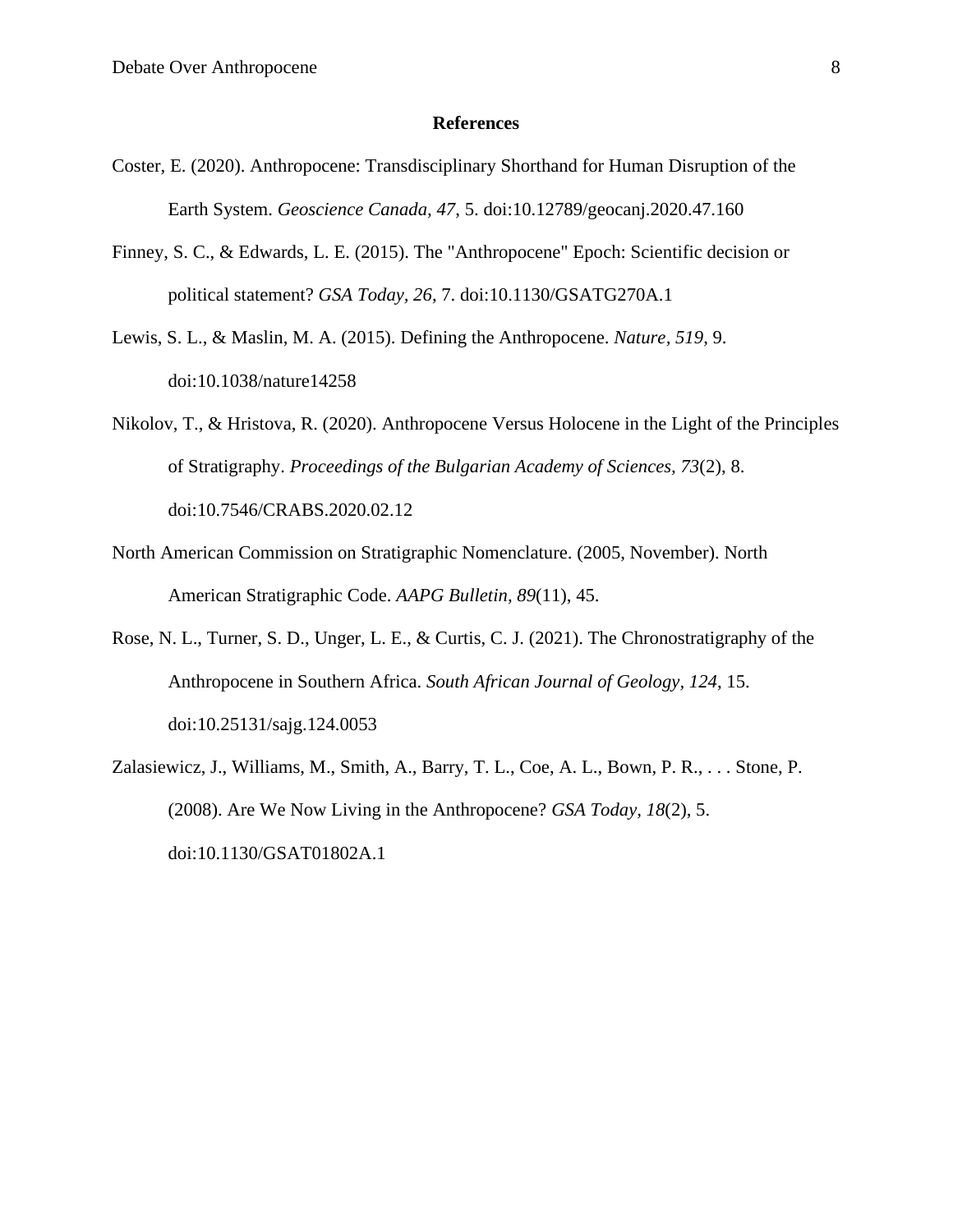**References**

Coster, E. (2020). Anthropocene: Transdisciplinary Shorthand for Human Disruption of the Earth System. *Geoscience Canada, 47*, 5. doi:10.12789/geocanj.2020.47.160

Finney, S. C., & Edwards, L. E. (2015). The "Anthropocene" Epoch: Scientific decision or political statement? *GSA Today, 26*, 7. doi:10.1130/GSATG270A.1

Lewis, S. L., & Maslin, M. A. (2015). Defining the Anthropocene. *Nature, 519*, 9. doi:10.1038/nature14258

Nikolov, T., & Hristova, R. (2020). Anthropocene Versus Holocene in the Light of the Principles of Stratigraphy. *Proceedings of the Bulgarian Academy of Sciences, 73*(2), 8. doi:10.7546/CRABS.2020.02.12

North American Commission on Stratigraphic Nomenclature. (2005, November). North American Stratigraphic Code. *AAPG Bulletin, 89*(11), 45.

Rose, N. L., Turner, S. D., Unger, L. E., & Curtis, C. J. (2021). The Chronostratigraphy of the Anthropocene in Southern Africa. *South African Journal of Geology, 124*, 15. doi:10.25131/sajg.124.0053

Zalasiewicz, J., Williams, M., Smith, A., Barry, T. L., Coe, A. L., Bown, P. R., . . . Stone, P. (2008). Are We Now Living in the Anthropocene? *GSA Today, 18*(2), 5. doi:10.1130/GSAT01802A.1